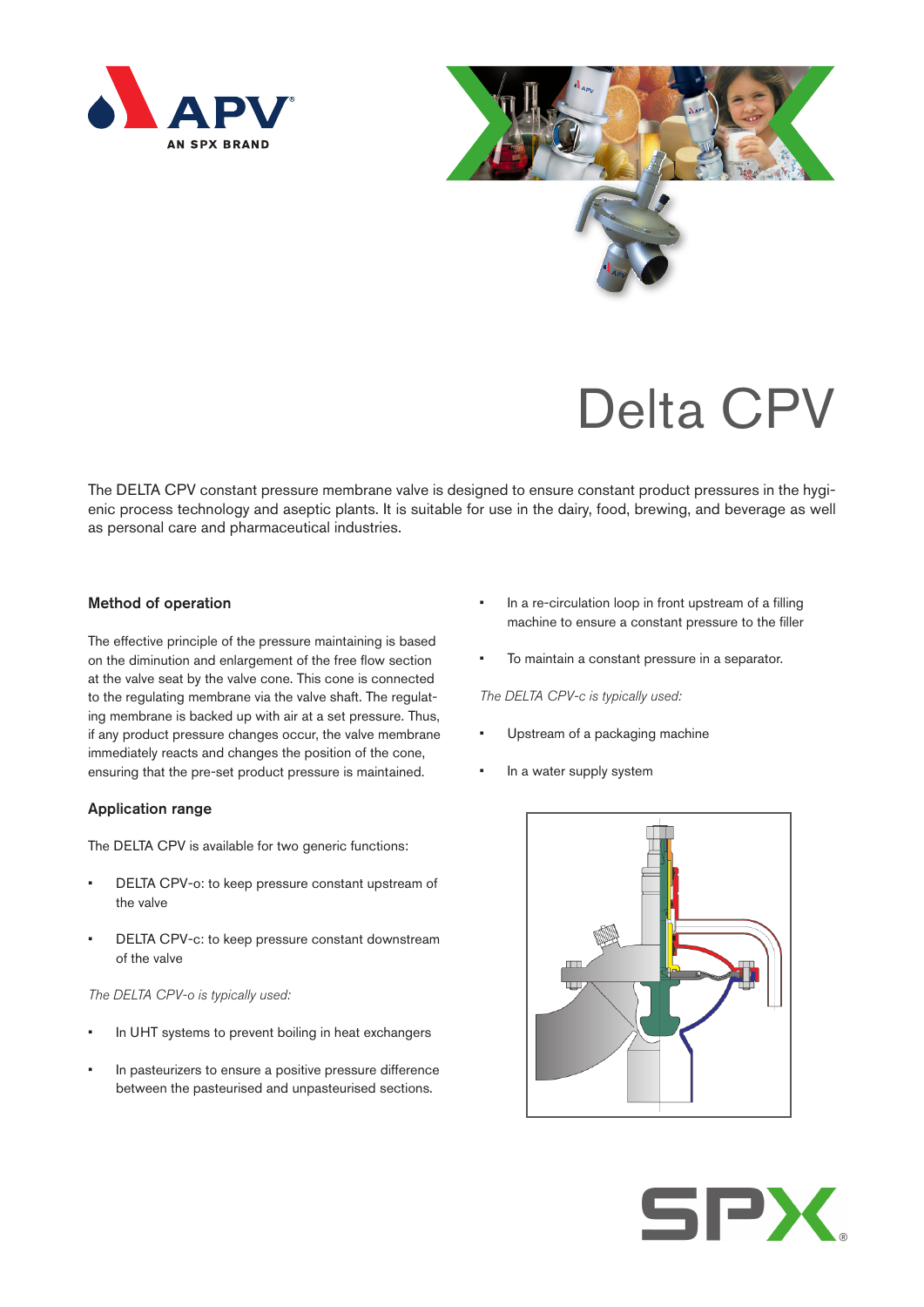# Delta CPV

The DELTA CPV constant pressure membrane valve is designed to ensure constant product pressures in the hygienic process technology and aseptic plants. It is suitable for use in the dairy, food, brewing, and beverage as well as personal care and pharmaceutical industries.

## Method of operation

The effective principle of the pressure maintaining is based on the diminution and enlargement of the free flow section at the valve seat by the valve cone. This cone is connected to the regulating membrane via the valve shaft. The regulating membrane is backed up with air at a set pressure. Thus, if any product pressure changes occur, the valve membrane immediately reacts and changes the position of the cone, ensuring that the pre-set product pressure is maintained.

## Application range

The DELTA CPV is available for two generic functions:

- DELTA CPV-o: to keep pressure constant upstream of the valve
- DELTA CPV-c: to keep pressure constant downstream of the valve

*The DELTA CPV-o is typically used:*

- In UHT systems to prevent boiling in heat exchangers
- In pasteurizers to ensure a positive pressure difference between the pasteurised and unpasteurised sections.
- In a re-circulation loop in front upstream of a filling machine to ensure a constant pressure to the filler
- To maintain a constant pressure in a separator.

*The DELTA CPV-c is typically used:*

- Upstream of a packaging machine
- In a water supply system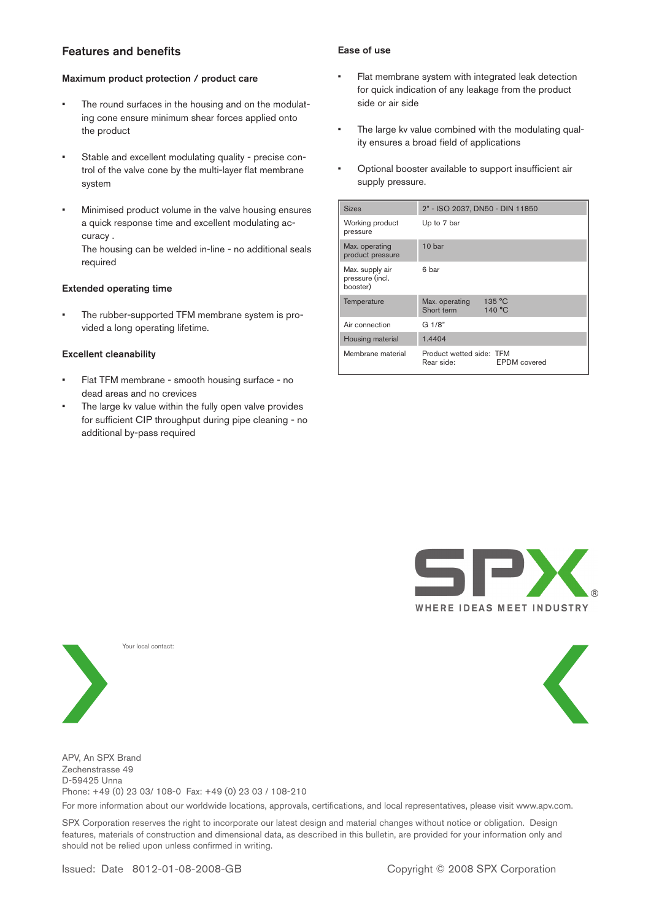## Features and benefits

### Maximum product protection / product care

- The round surfaces in the housing and on the modulating cone ensure minimum shear forces applied onto the product
- Stable and excellent modulating quality - precise control of the valve cone by the multi-layer flat membrane system
- Minimised product volume in the valve housing ensures a quick response time and excellent modulating accuracy .
  The housing can be welded in-line - no additional seals required

### Extended operating time

- The rubber-supported TFM membrane system is provided a long operating lifetime.

### Excellent cleanability

- Flat TFM membrane - smooth housing surface - no dead areas and no crevices
- The large kv value within the fully open valve provides for sufficient CIP throughput during pipe cleaning - no additional by-pass required

### Ease of use

- Flat membrane system with integrated leak detection for quick indication of any leakage from the product side or air side
- The large kv value combined with the modulating quality ensures a broad field of applications
- Optional booster available to support insufficient air supply pressure.

| | |
|---|---|
| Sizes | 2" - ISO 2037, DN50 - DIN 11850 |
| Working product pressure | Up to 7 bar |
| Max. operating product pressure | 10 bar |
| Max. supply air pressure (incl. booster) | 6 bar |
| Temperature | Max. operating 135 °C<br>Short term 140 °C |
| Air connection | G 1/8" |
| Housing material | 1.4404 |
| Membrane material | Product wetted side: TFM<br>Rear side: EPDM covered |

SPX®
WHERE IDEAS MEET INDUSTRY

Your local contact:

APV, An SPX Brand
Zechenstrasse 49
D-59425 Unna
Phone: +49 (0) 23 03/ 108-0 Fax: +49 (0) 23 03 / 108-210

For more information about our worldwide locations, approvals, certifications, and local representatives, please visit www.apv.com.

SPX Corporation reserves the right to incorporate our latest design and material changes without notice or obligation. Design features, materials of construction and dimensional data, as described in this bulletin, are provided for your information only and should not be relied upon unless confirmed in writing.

Issued: Date 8012-01-08-2008-GB

Copyright © 2008 SPX Corporation